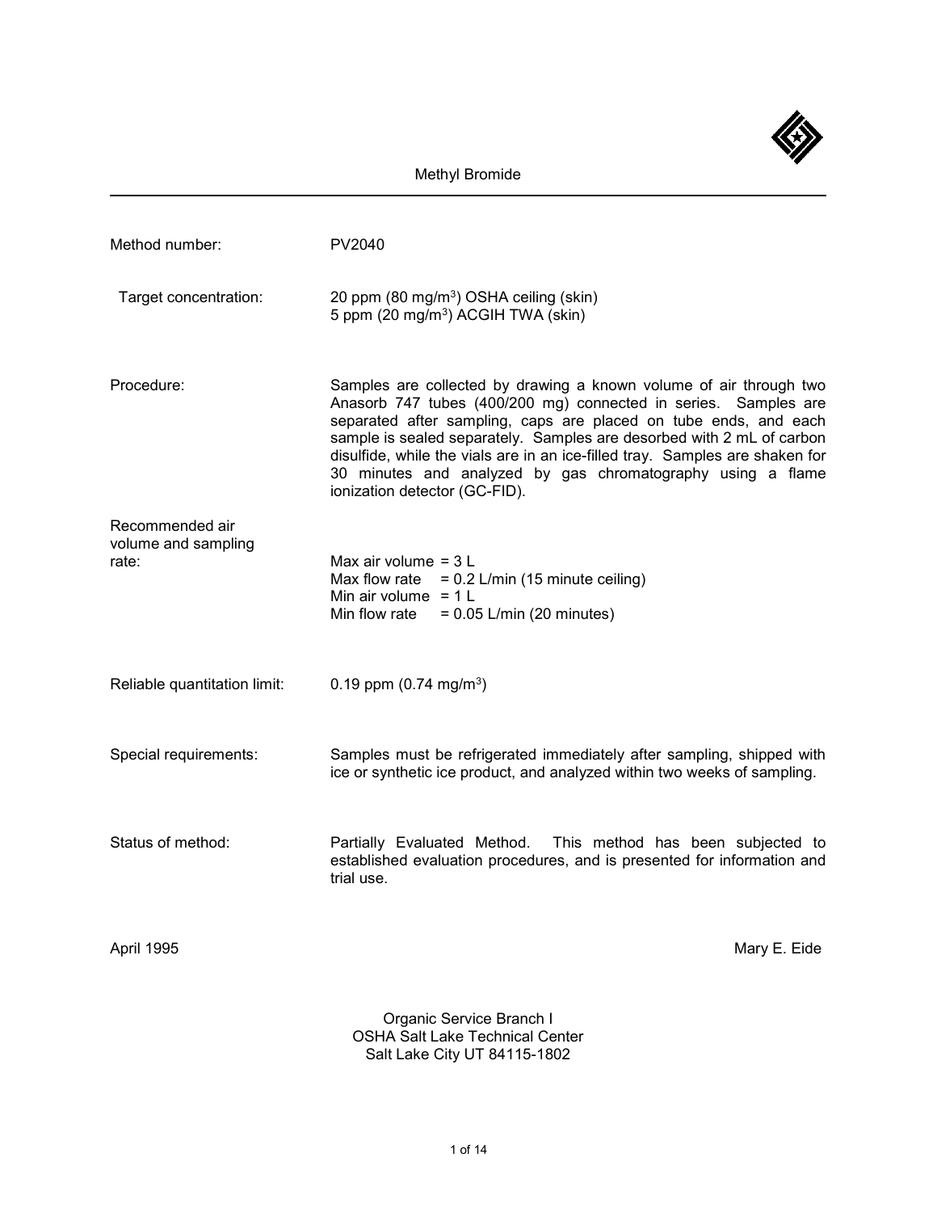# Methyl Bromide

| | |
|---|---|
| Method number: | PV2040 |
| Target concentration: | 20 ppm (80 mg/m$^3$) OSHA ceiling (skin)<br>5 ppm (20 mg/m$^3$) ACGIH TWA (skin) |
| Procedure: | Samples are collected by drawing a known volume of air through two Anasorb 747 tubes (400/200 mg) connected in series. Samples are separated after sampling, caps are placed on tube ends, and each sample is sealed separately. Samples are desorbed with 2 mL of carbon disulfide, while the vials are in an ice-filled tray. Samples are shaken for 30 minutes and analyzed by gas chromatography using a flame ionization detector (GC-FID). |
| Recommended air volume and sampling rate: | Max air volume = 3 L<br>Max flow rate = 0.2 L/min (15 minute ceiling)<br>Min air volume = 1 L<br>Min flow rate = 0.05 L/min (20 minutes) |
| Reliable quantitation limit: | 0.19 ppm (0.74 mg/m$^3$) |
| Special requirements: | Samples must be refrigerated immediately after sampling, shipped with ice or synthetic ice product, and analyzed within two weeks of sampling. |
| Status of method: | Partially Evaluated Method. This method has been subjected to established evaluation procedures, and is presented for information and trial use. |

April 1995

Mary E. Eide

Organic Service Branch I
OSHA Salt Lake Technical Center
Salt Lake City UT 84115-1802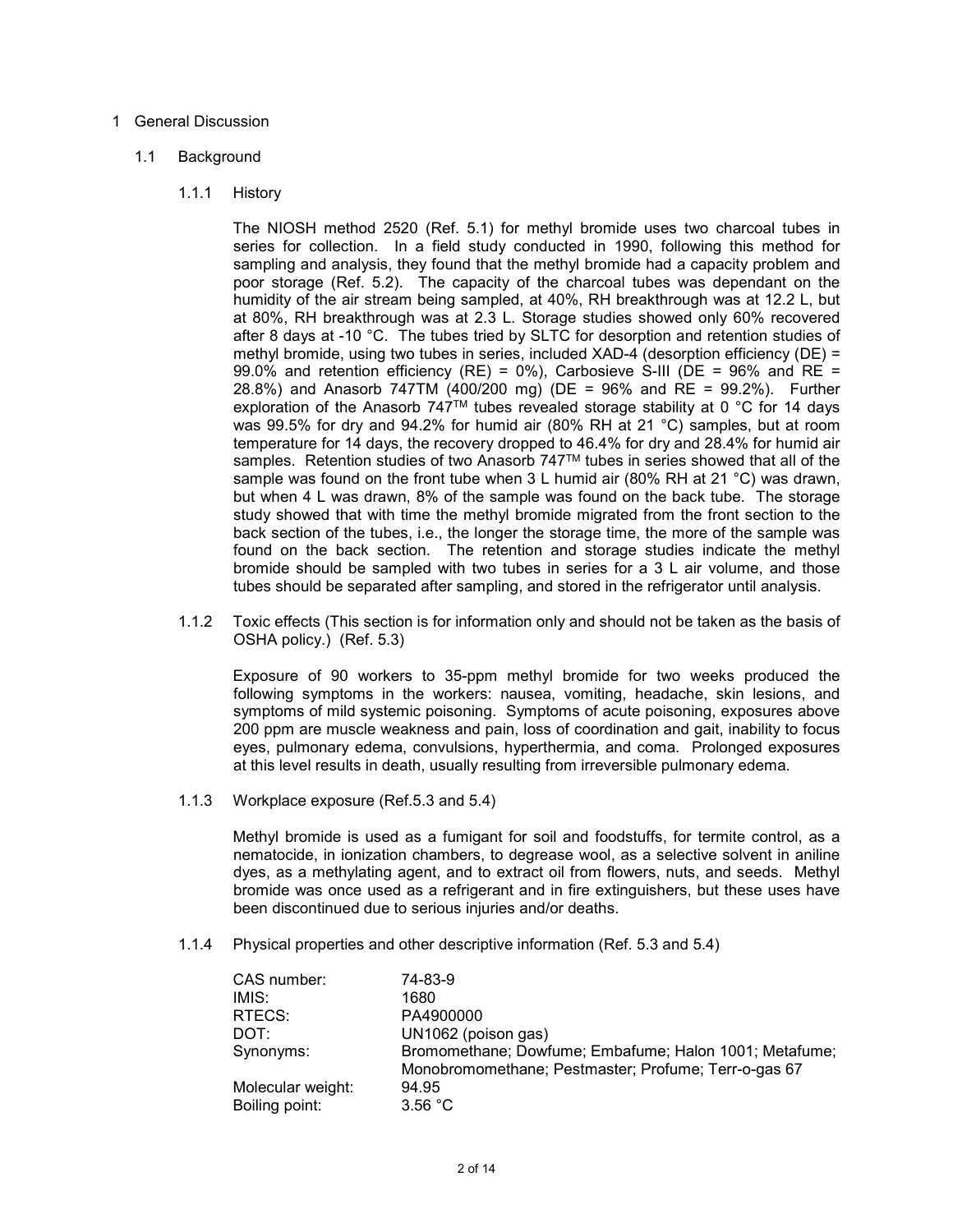# 1 General Discussion

## 1.1 Background

### 1.1.1 History

The NIOSH method 2520 (Ref. 5.1) for methyl bromide uses two charcoal tubes in series for collection. In a field study conducted in 1990, following this method for sampling and analysis, they found that the methyl bromide had a capacity problem and poor storage (Ref. 5.2). The capacity of the charcoal tubes was dependant on the humidity of the air stream being sampled, at 40%, RH breakthrough was at 12.2 L, but at 80%, RH breakthrough was at 2.3 L. Storage studies showed only 60% recovered after 8 days at -10 °C. The tubes tried by SLTC for desorption and retention studies of methyl bromide, using two tubes in series, included XAD-4 (desorption efficiency (DE) = 99.0% and retention efficiency (RE) = 0%), Carbosieve S-III (DE = 96% and RE = 28.8%) and Anasorb 747TM (400/200 mg) (DE = 96% and RE = 99.2%). Further exploration of the Anasorb 747™ tubes revealed storage stability at 0 °C for 14 days was 99.5% for dry and 94.2% for humid air (80% RH at 21 °C) samples, but at room temperature for 14 days, the recovery dropped to 46.4% for dry and 28.4% for humid air samples. Retention studies of two Anasorb 747™ tubes in series showed that all of the sample was found on the front tube when 3 L humid air (80% RH at 21 °C) was drawn, but when 4 L was drawn, 8% of the sample was found on the back tube. The storage study showed that with time the methyl bromide migrated from the front section to the back section of the tubes, i.e., the longer the storage time, the more of the sample was found on the back section. The retention and storage studies indicate the methyl bromide should be sampled with two tubes in series for a 3 L air volume, and those tubes should be separated after sampling, and stored in the refrigerator until analysis.

### 1.1.2 Toxic effects (This section is for information only and should not be taken as the basis of OSHA policy.) (Ref. 5.3)

Exposure of 90 workers to 35-ppm methyl bromide for two weeks produced the following symptoms in the workers: nausea, vomiting, headache, skin lesions, and symptoms of mild systemic poisoning. Symptoms of acute poisoning, exposures above 200 ppm are muscle weakness and pain, loss of coordination and gait, inability to focus eyes, pulmonary edema, convulsions, hyperthermia, and coma. Prolonged exposures at this level results in death, usually resulting from irreversible pulmonary edema.

### 1.1.3 Workplace exposure (Ref.5.3 and 5.4)

Methyl bromide is used as a fumigant for soil and foodstuffs, for termite control, as a nematocide, in ionization chambers, to degrease wool, as a selective solvent in aniline dyes, as a methylating agent, and to extract oil from flowers, nuts, and seeds. Methyl bromide was once used as a refrigerant and in fire extinguishers, but these uses have been discontinued due to serious injuries and/or deaths.

### 1.1.4 Physical properties and other descriptive information (Ref. 5.3 and 5.4)

| | |
|---|---|
| CAS number: | 74-83-9 |
| IMIS: | 1680 |
| RTECS: | PA4900000 |
| DOT: | UN1062 (poison gas) |
| Synonyms: | Bromomethane; Dowfume; Embafume; Halon 1001; Metafume; Monobromomethane; Pestmaster; Profume; Terr-o-gas 67 |
| Molecular weight: | 94.95 |
| Boiling point: | 3.56 °C |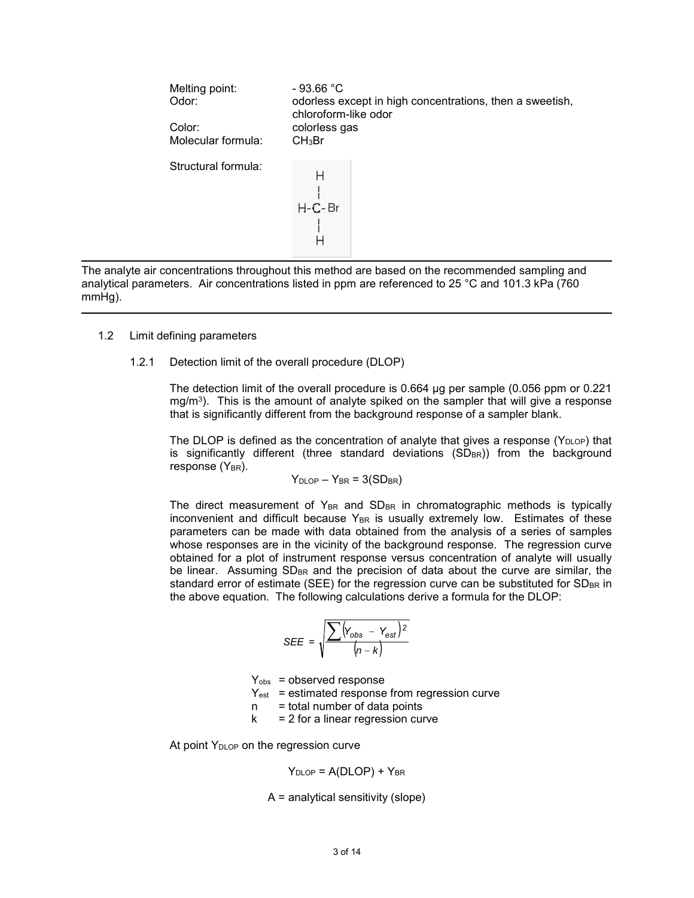| | |
|---|---|
| Melting point: | - 93.66 °C |
| Odor: | odorless except in high concentrations, then a sweetish, chloroform-like odor |
| Color: | colorless gas |
| Molecular formula: | $CH_3Br$ |
| Structural formula: | |

$$\begin{array}{c} H \\ | \\ H-C-Br \\ | \\ H \end{array}$$

---

The analyte air concentrations throughout this method are based on the recommended sampling and analytical parameters. Air concentrations listed in ppm are referenced to 25 °C and 101.3 kPa (760 mmHg).

---

1.2 Limit defining parameters

1.2.1 Detection limit of the overall procedure (DLOP)

The detection limit of the overall procedure is 0.664 µg per sample (0.056 ppm or 0.221 mg/m$^3$). This is the amount of analyte spiked on the sampler that will give a response that is significantly different from the background response of a sampler blank.

The DLOP is defined as the concentration of analyte that gives a response ($Y_{DLOP}$) that is significantly different (three standard deviations ($SD_{BR}$)) from the background response ($Y_{BR}$).

$$Y_{DLOP} - Y_{BR} = 3(SD_{BR})$$

The direct measurement of $Y_{BR}$ and $SD_{BR}$ in chromatographic methods is typically inconvenient and difficult because $Y_{BR}$ is usually extremely low. Estimates of these parameters can be made with data obtained from the analysis of a series of samples whose responses are in the vicinity of the background response. The regression curve obtained for a plot of instrument response versus concentration of analyte will usually be linear. Assuming $SD_{BR}$ and the precision of data about the curve are similar, the standard error of estimate (SEE) for the regression curve can be substituted for $SD_{BR}$ in the above equation. The following calculations derive a formula for the DLOP:

$$SEE = \sqrt{\frac{\sum (Y_{obs} - Y_{est})^2}{(n-k)}}$$

$Y_{obs}$ = observed response
$Y_{est}$ = estimated response from regression curve
$n$ = total number of data points
$k$ = 2 for a linear regression curve

At point $Y_{DLOP}$ on the regression curve

$$Y_{DLOP} = A(DLOP) + Y_{BR}$$

A = analytical sensitivity (slope)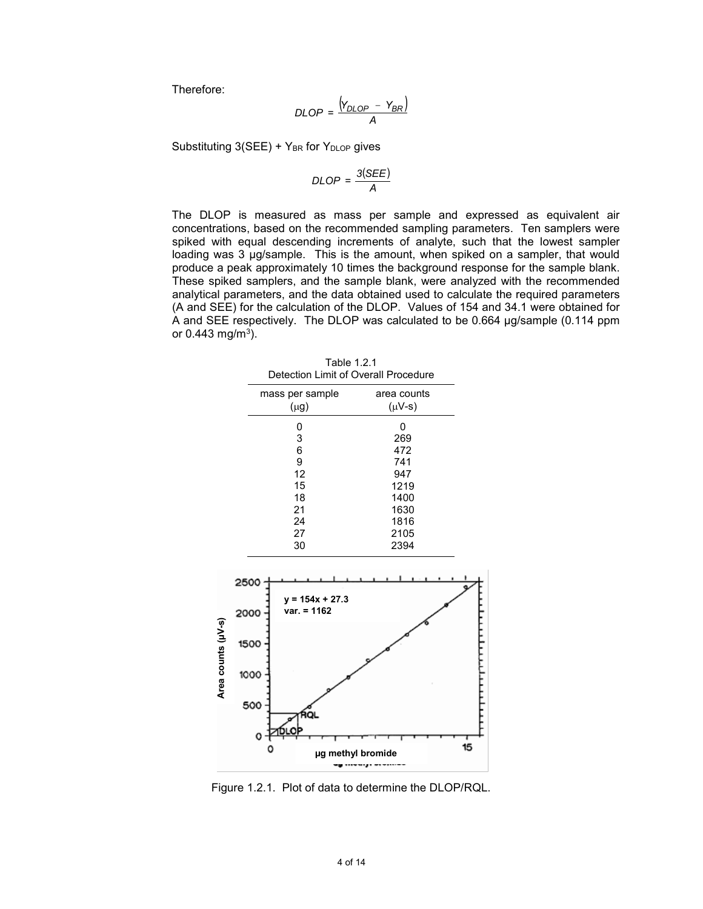Therefore:

$$DLOP = \frac{(Y_{DLOP} - Y_{BR})}{A}$$

Substituting $3(SEE) + Y_{BR}$ for $Y_{DLOP}$ gives

$$DLOP = \frac{3(SEE)}{A}$$

The DLOP is measured as mass per sample and expressed as equivalent air concentrations, based on the recommended sampling parameters. Ten samplers were spiked with equal descending increments of analyte, such that the lowest sampler loading was 3 µg/sample. This is the amount, when spiked on a sampler, that would produce a peak approximately 10 times the background response for the sample blank. These spiked samplers, and the sample blank, were analyzed with the recommended analytical parameters, and the data obtained used to calculate the required parameters (A and SEE) for the calculation of the DLOP. Values of 154 and 34.1 were obtained for A and SEE respectively. The DLOP was calculated to be 0.664 µg/sample (0.114 ppm or 0.443 mg/m$^3$).

Table 1.2.1
Detection Limit of Overall Procedure

| mass per sample (µg) | area counts (µV-s) |
|---|---|
| 0 | 0 |
| 3 | 269 |
| 6 | 472 |
| 9 | 741 |
| 12 | 947 |
| 15 | 1219 |
| 18 | 1400 |
| 21 | 1630 |
| 24 | 1816 |
| 27 | 2105 |
| 30 | 2394 |

Figure 1.2.1. Plot of data to determine the DLOP/RQL.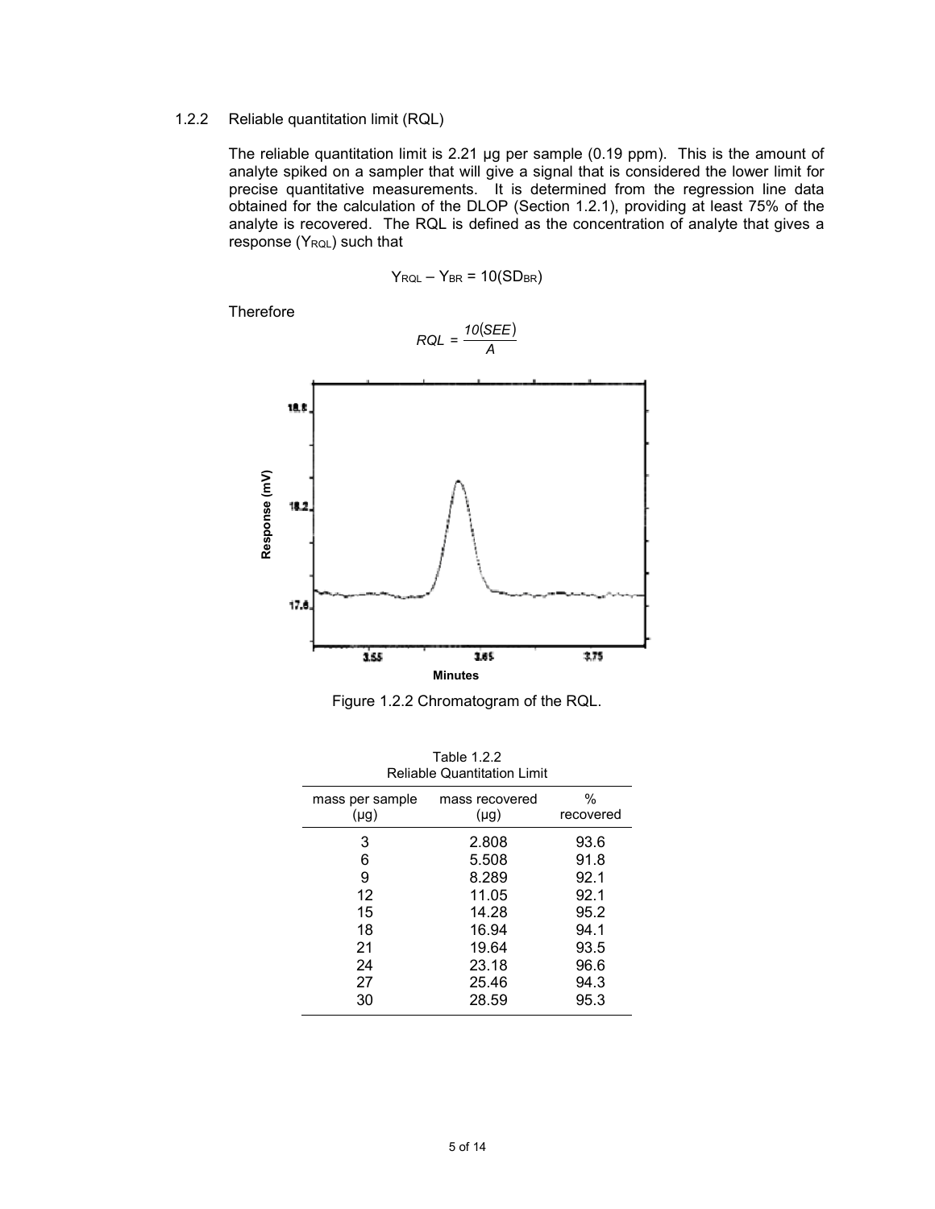### 1.2.2 Reliable quantitation limit (RQL)

The reliable quantitation limit is 2.21 µg per sample (0.19 ppm). This is the amount of analyte spiked on a sampler that will give a signal that is considered the lower limit for precise quantitative measurements. It is determined from the regression line data obtained for the calculation of the DLOP (Section 1.2.1), providing at least 75% of the analyte is recovered. The RQL is defined as the concentration of analyte that gives a response ($Y_{RQL}$) such that

$$Y_{RQL} - Y_{BR} = 10(SD_{BR})$$

Therefore

$$RQL = \frac{10(SEE)}{A}$$

Figure 1.2.2 Chromatogram of the RQL.

Table 1.2.2
Reliable Quantitation Limit

| mass per sample (µg) | mass recovered (µg) | % recovered |
|---|---|---|
| 3 | 2.808 | 93.6 |
| 6 | 5.508 | 91.8 |
| 9 | 8.289 | 92.1 |
| 12 | 11.05 | 92.1 |
| 15 | 14.28 | 95.2 |
| 18 | 16.94 | 94.1 |
| 21 | 19.64 | 93.5 |
| 24 | 23.18 | 96.6 |
| 27 | 25.46 | 94.3 |
| 30 | 28.59 | 95.3 |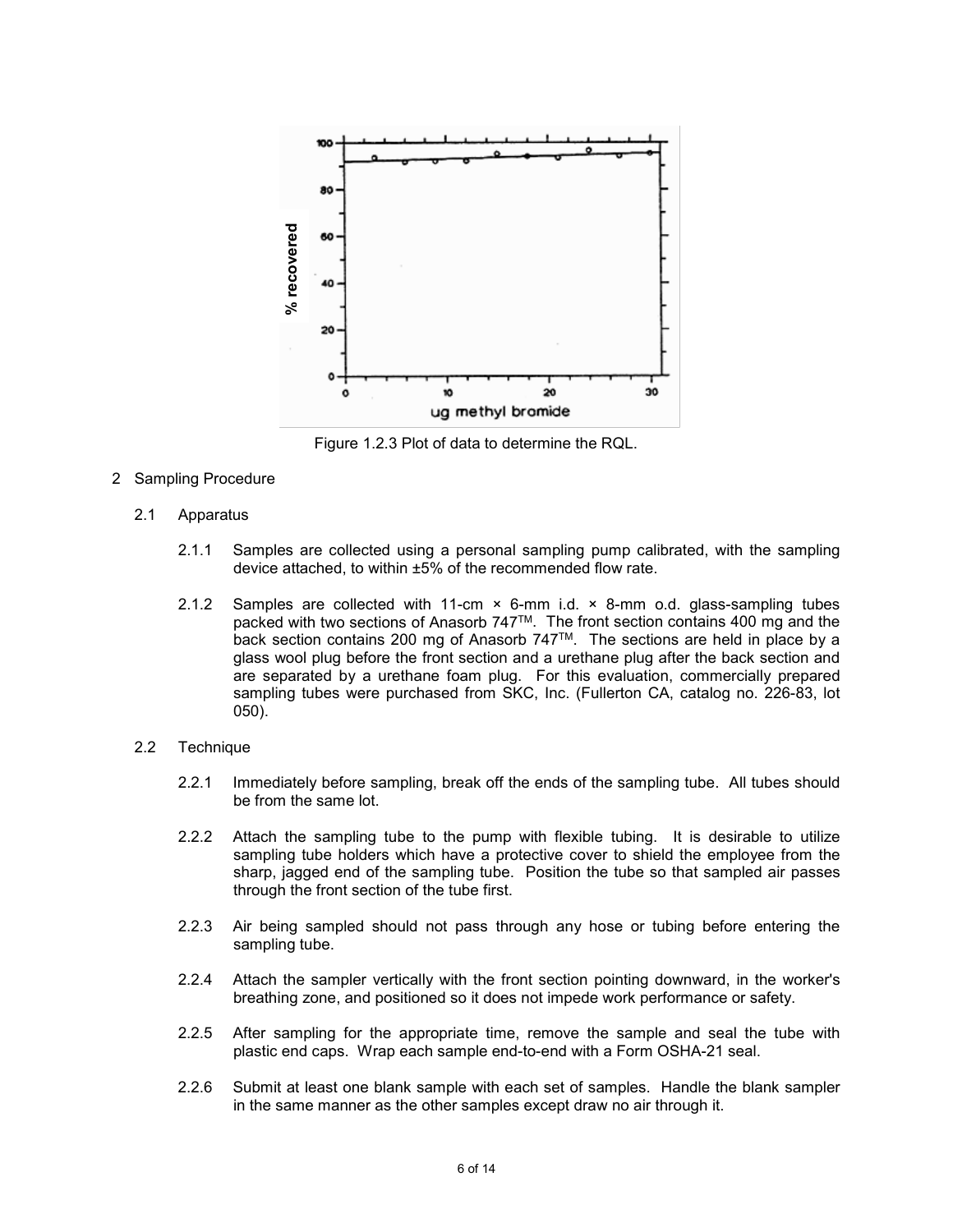Figure 1.2.3 Plot of data to determine the RQL.

## 2 Sampling Procedure

### 2.1 Apparatus

2.1.1 Samples are collected using a personal sampling pump calibrated, with the sampling device attached, to within ±5% of the recommended flow rate.

2.1.2 Samples are collected with 11-cm × 6-mm i.d. × 8-mm o.d. glass-sampling tubes packed with two sections of Anasorb 747™. The front section contains 400 mg and the back section contains 200 mg of Anasorb 747™. The sections are held in place by a glass wool plug before the front section and a urethane plug after the back section and are separated by a urethane foam plug. For this evaluation, commercially prepared sampling tubes were purchased from SKC, Inc. (Fullerton CA, catalog no. 226-83, lot 050).

### 2.2 Technique

2.2.1 Immediately before sampling, break off the ends of the sampling tube. All tubes should be from the same lot.

2.2.2 Attach the sampling tube to the pump with flexible tubing. It is desirable to utilize sampling tube holders which have a protective cover to shield the employee from the sharp, jagged end of the sampling tube. Position the tube so that sampled air passes through the front section of the tube first.

2.2.3 Air being sampled should not pass through any hose or tubing before entering the sampling tube.

2.2.4 Attach the sampler vertically with the front section pointing downward, in the worker's breathing zone, and positioned so it does not impede work performance or safety.

2.2.5 After sampling for the appropriate time, remove the sample and seal the tube with plastic end caps. Wrap each sample end-to-end with a Form OSHA-21 seal.

2.2.6 Submit at least one blank sample with each set of samples. Handle the blank sampler in the same manner as the other samples except draw no air through it.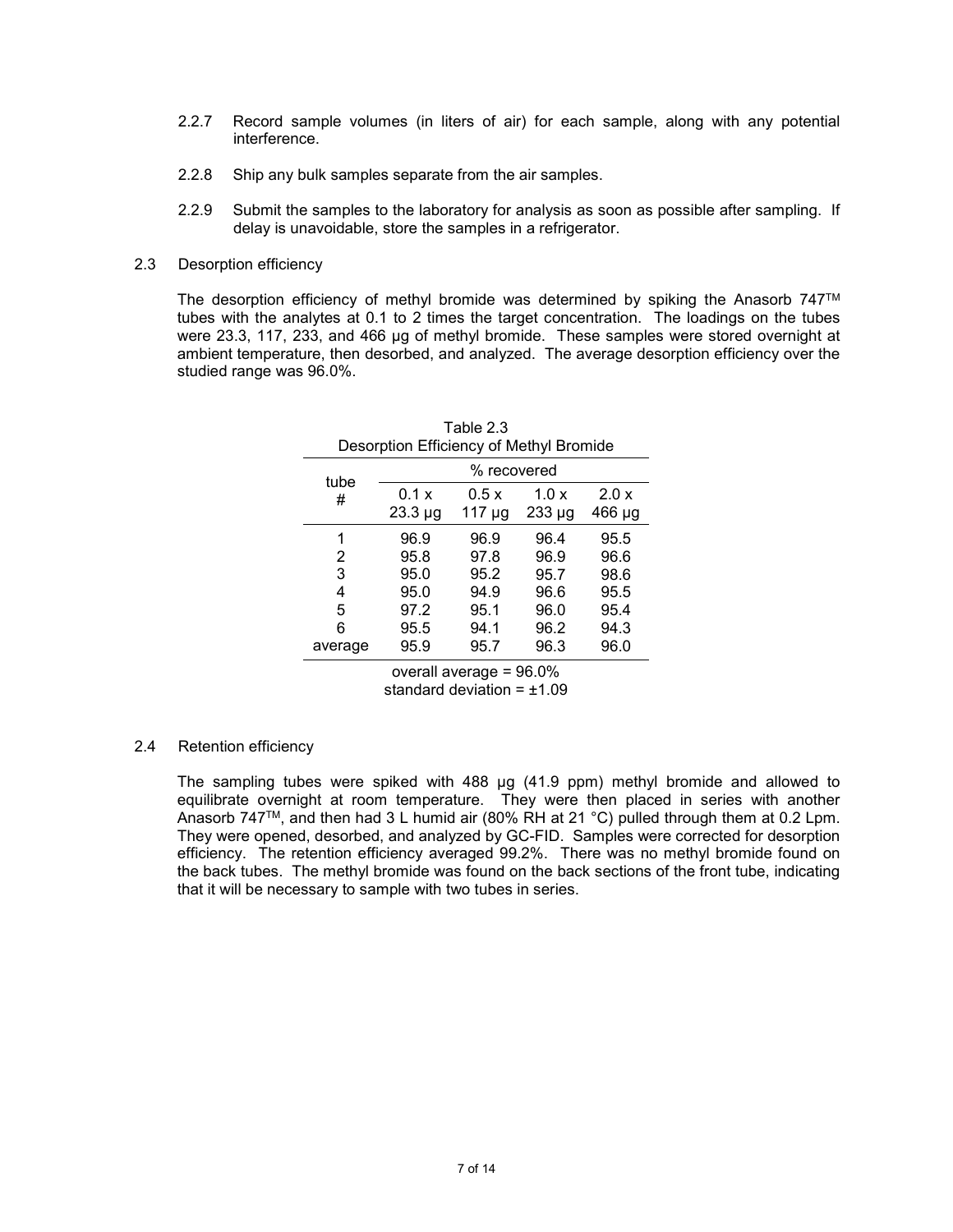2.2.7 Record sample volumes (in liters of air) for each sample, along with any potential interference.

2.2.8 Ship any bulk samples separate from the air samples.

2.2.9 Submit the samples to the laboratory for analysis as soon as possible after sampling. If delay is unavoidable, store the samples in a refrigerator.

## 2.3 Desorption efficiency

The desorption efficiency of methyl bromide was determined by spiking the Anasorb 747™ tubes with the analytes at 0.1 to 2 times the target concentration. The loadings on the tubes were 23.3, 117, 233, and 466 µg of methyl bromide. These samples were stored overnight at ambient temperature, then desorbed, and analyzed. The average desorption efficiency over the studied range was 96.0%.

Table 2.3
Desorption Efficiency of Methyl Bromide

| tube # | % recovered | | | |
|---|---|---|---|---|
| | 0.1 x 23.3 µg | 0.5 x 117 µg | 1.0 x 233 µg | 2.0 x 466 µg |
| 1 | 96.9 | 96.9 | 96.4 | 95.5 |
| 2 | 95.8 | 97.8 | 96.9 | 96.6 |
| 3 | 95.0 | 95.2 | 95.7 | 98.6 |
| 4 | 95.0 | 94.9 | 96.6 | 95.5 |
| 5 | 97.2 | 95.1 | 96.0 | 95.4 |
| 6 | 95.5 | 94.1 | 96.2 | 94.3 |
| average | 95.9 | 95.7 | 96.3 | 96.0 |

overall average = 96.0%
standard deviation = ±1.09

## 2.4 Retention efficiency

The sampling tubes were spiked with 488 µg (41.9 ppm) methyl bromide and allowed to equilibrate overnight at room temperature. They were then placed in series with another Anasorb 747™, and then had 3 L humid air (80% RH at 21 °C) pulled through them at 0.2 Lpm. They were opened, desorbed, and analyzed by GC-FID. Samples were corrected for desorption efficiency. The retention efficiency averaged 99.2%. There was no methyl bromide found on the back tubes. The methyl bromide was found on the back sections of the front tube, indicating that it will be necessary to sample with two tubes in series.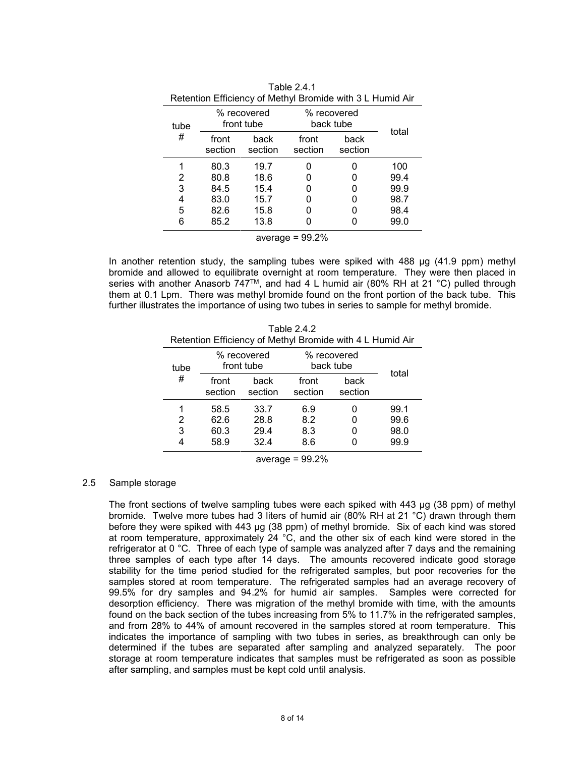Table 2.4.1
Retention Efficiency of Methyl Bromide with 3 L Humid Air

| tube # | % recovered front tube | | % recovered back tube | | total |
|---|---|---|---|---|---|
| | front section | back section | front section | back section | |
| 1 | 80.3 | 19.7 | 0 | 0 | 100 |
| 2 | 80.8 | 18.6 | 0 | 0 | 99.4 |
| 3 | 84.5 | 15.4 | 0 | 0 | 99.9 |
| 4 | 83.0 | 15.7 | 0 | 0 | 98.7 |
| 5 | 82.6 | 15.8 | 0 | 0 | 98.4 |
| 6 | 85.2 | 13.8 | 0 | 0 | 99.0 |

average = 99.2%

In another retention study, the sampling tubes were spiked with 488 µg (41.9 ppm) methyl bromide and allowed to equilibrate overnight at room temperature. They were then placed in series with another Anasorb 747™, and had 4 L humid air (80% RH at 21 °C) pulled through them at 0.1 Lpm. There was methyl bromide found on the front portion of the back tube. This further illustrates the importance of using two tubes in series to sample for methyl bromide.

Table 2.4.2
Retention Efficiency of Methyl Bromide with 4 L Humid Air

| tube # | % recovered front tube | | % recovered back tube | | total |
|---|---|---|---|---|---|
| | front section | back section | front section | back section | |
| 1 | 58.5 | 33.7 | 6.9 | 0 | 99.1 |
| 2 | 62.6 | 28.8 | 8.2 | 0 | 99.6 |
| 3 | 60.3 | 29.4 | 8.3 | 0 | 98.0 |
| 4 | 58.9 | 32.4 | 8.6 | 0 | 99.9 |

average = 99.2%

## 2.5 Sample storage

The front sections of twelve sampling tubes were each spiked with 443 µg (38 ppm) of methyl bromide. Twelve more tubes had 3 liters of humid air (80% RH at 21 °C) drawn through them before they were spiked with 443 µg (38 ppm) of methyl bromide. Six of each kind was stored at room temperature, approximately 24 °C, and the other six of each kind were stored in the refrigerator at 0 °C. Three of each type of sample was analyzed after 7 days and the remaining three samples of each type after 14 days. The amounts recovered indicate good storage stability for the time period studied for the refrigerated samples, but poor recoveries for the samples stored at room temperature. The refrigerated samples had an average recovery of 99.5% for dry samples and 94.2% for humid air samples. Samples were corrected for desorption efficiency. There was migration of the methyl bromide with time, with the amounts found on the back section of the tubes increasing from 5% to 11.7% in the refrigerated samples, and from 28% to 44% of amount recovered in the samples stored at room temperature. This indicates the importance of sampling with two tubes in series, as breakthrough can only be determined if the tubes are separated after sampling and analyzed separately. The poor storage at room temperature indicates that samples must be refrigerated as soon as possible after sampling, and samples must be kept cold until analysis.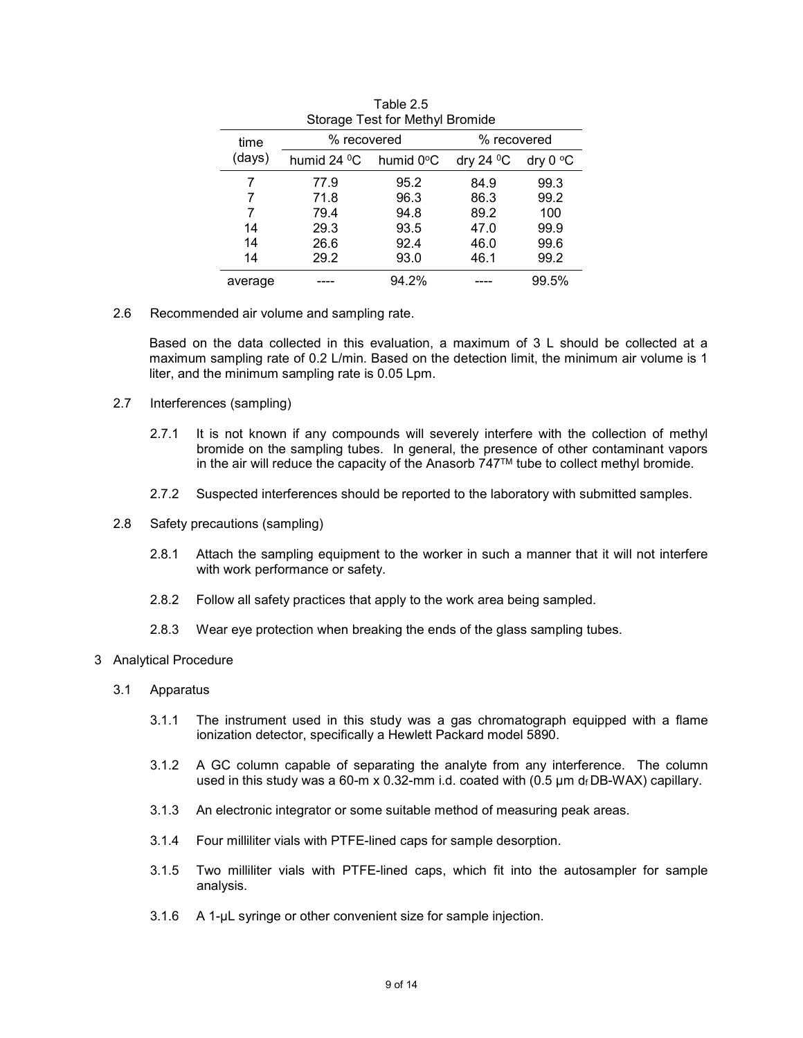Table 2.5
Storage Test for Methyl Bromide

| time (days) | % recovered | | % recovered | |
|---|---|---|---|---|
| | humid 24 $^0$C | humid 0$^o$C | dry 24 $^0$C | dry 0 $^o$C |
| 7 | 77.9 | 95.2 | 84.9 | 99.3 |
| 7 | 71.8 | 96.3 | 86.3 | 99.2 |
| 7 | 79.4 | 94.8 | 89.2 | 100 |
| 14 | 29.3 | 93.5 | 47.0 | 99.9 |
| 14 | 26.6 | 92.4 | 46.0 | 99.6 |
| 14 | 29.2 | 93.0 | 46.1 | 99.2 |
| average | ---- | 94.2% | ---- | 99.5% |

2.6 Recommended air volume and sampling rate.

Based on the data collected in this evaluation, a maximum of 3 L should be collected at a maximum sampling rate of 0.2 L/min. Based on the detection limit, the minimum air volume is 1 liter, and the minimum sampling rate is 0.05 Lpm.

2.7 Interferences (sampling)

2.7.1 It is not known if any compounds will severely interfere with the collection of methyl bromide on the sampling tubes. In general, the presence of other contaminant vapors in the air will reduce the capacity of the Anasorb 747™ tube to collect methyl bromide.

2.7.2 Suspected interferences should be reported to the laboratory with submitted samples.

2.8 Safety precautions (sampling)

2.8.1 Attach the sampling equipment to the worker in such a manner that it will not interfere with work performance or safety.

2.8.2 Follow all safety practices that apply to the work area being sampled.

2.8.3 Wear eye protection when breaking the ends of the glass sampling tubes.

3 Analytical Procedure

3.1 Apparatus

3.1.1 The instrument used in this study was a gas chromatograph equipped with a flame ionization detector, specifically a Hewlett Packard model 5890.

3.1.2 A GC column capable of separating the analyte from any interference. The column used in this study was a 60-m x 0.32-mm i.d. coated with (0.5 µm $d_f$ DB-WAX) capillary.

3.1.3 An electronic integrator or some suitable method of measuring peak areas.

3.1.4 Four milliliter vials with PTFE-lined caps for sample desorption.

3.1.5 Two milliliter vials with PTFE-lined caps, which fit into the autosampler for sample analysis.

3.1.6 A 1-µL syringe or other convenient size for sample injection.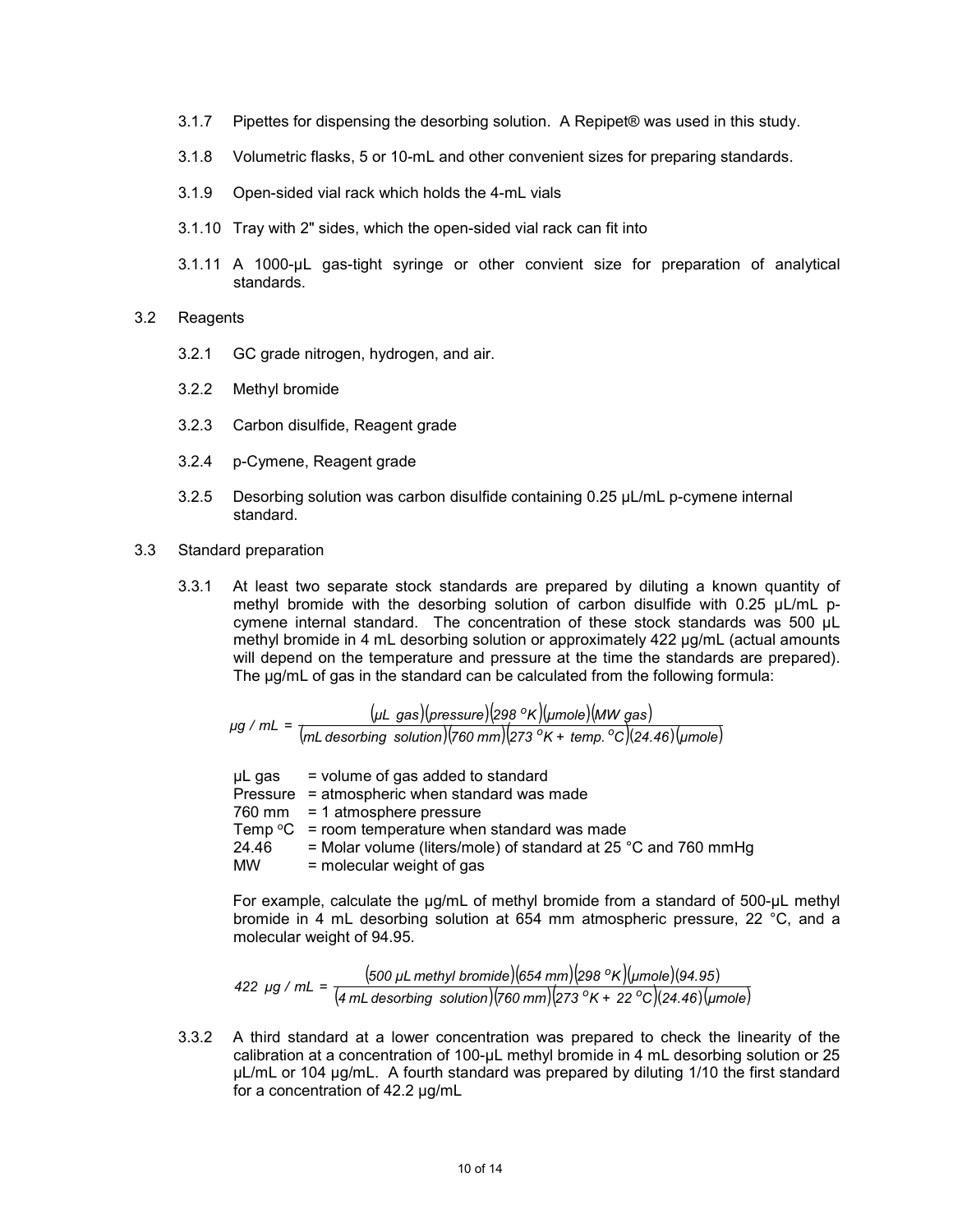3.1.7 Pipettes for dispensing the desorbing solution. A Repipet® was used in this study.

3.1.8 Volumetric flasks, 5 or 10-mL and other convenient sizes for preparing standards.

3.1.9 Open-sided vial rack which holds the 4-mL vials

3.1.10 Tray with 2" sides, which the open-sided vial rack can fit into

3.1.11 A 1000-µL gas-tight syringe or other convient size for preparation of analytical standards.

3.2 Reagents

3.2.1 GC grade nitrogen, hydrogen, and air.

3.2.2 Methyl bromide

3.2.3 Carbon disulfide, Reagent grade

3.2.4 p-Cymene, Reagent grade

3.2.5 Desorbing solution was carbon disulfide containing 0.25 µL/mL p-cymene internal standard.

3.3 Standard preparation

3.3.1 At least two separate stock standards are prepared by diluting a known quantity of methyl bromide with the desorbing solution of carbon disulfide with 0.25 µL/mL p-cymene internal standard. The concentration of these stock standards was 500 µL methyl bromide in 4 mL desorbing solution or approximately 422 µg/mL (actual amounts will depend on the temperature and pressure at the time the standards are prepared). The µg/mL of gas in the standard can be calculated from the following formula:

$$\mu g / mL = \frac{(\mu L\ gas)(pressure)(298\ ^oK)(\mu mole)(MW\ gas)}{(mL\ desorbing\ solution)(760\ mm)(273\ ^oK + temp.\ ^oC)(24.46)(\mu mole)}$$

µL gas = volume of gas added to standard
Pressure = atmospheric when standard was made
760 mm = 1 atmosphere pressure
Temp °C = room temperature when standard was made
24.46 = Molar volume (liters/mole) of standard at 25 °C and 760 mmHg
MW = molecular weight of gas

For example, calculate the µg/mL of methyl bromide from a standard of 500-µL methyl bromide in 4 mL desorbing solution at 654 mm atmospheric pressure, 22 °C, and a molecular weight of 94.95.

$$422\ \mu g / mL = \frac{(500\ \mu L\ methyl\ bromide)(654\ mm)(298\ ^oK)(\mu mole)(94.95)}{(4\ mL\ desorbing\ solution)(760\ mm)(273\ ^oK + 22\ ^oC)(24.46)(\mu mole)}$$

3.3.2 A third standard at a lower concentration was prepared to check the linearity of the calibration at a concentration of 100-µL methyl bromide in 4 mL desorbing solution or 25 µL/mL or 104 µg/mL. A fourth standard was prepared by diluting 1/10 the first standard for a concentration of 42.2 µg/mL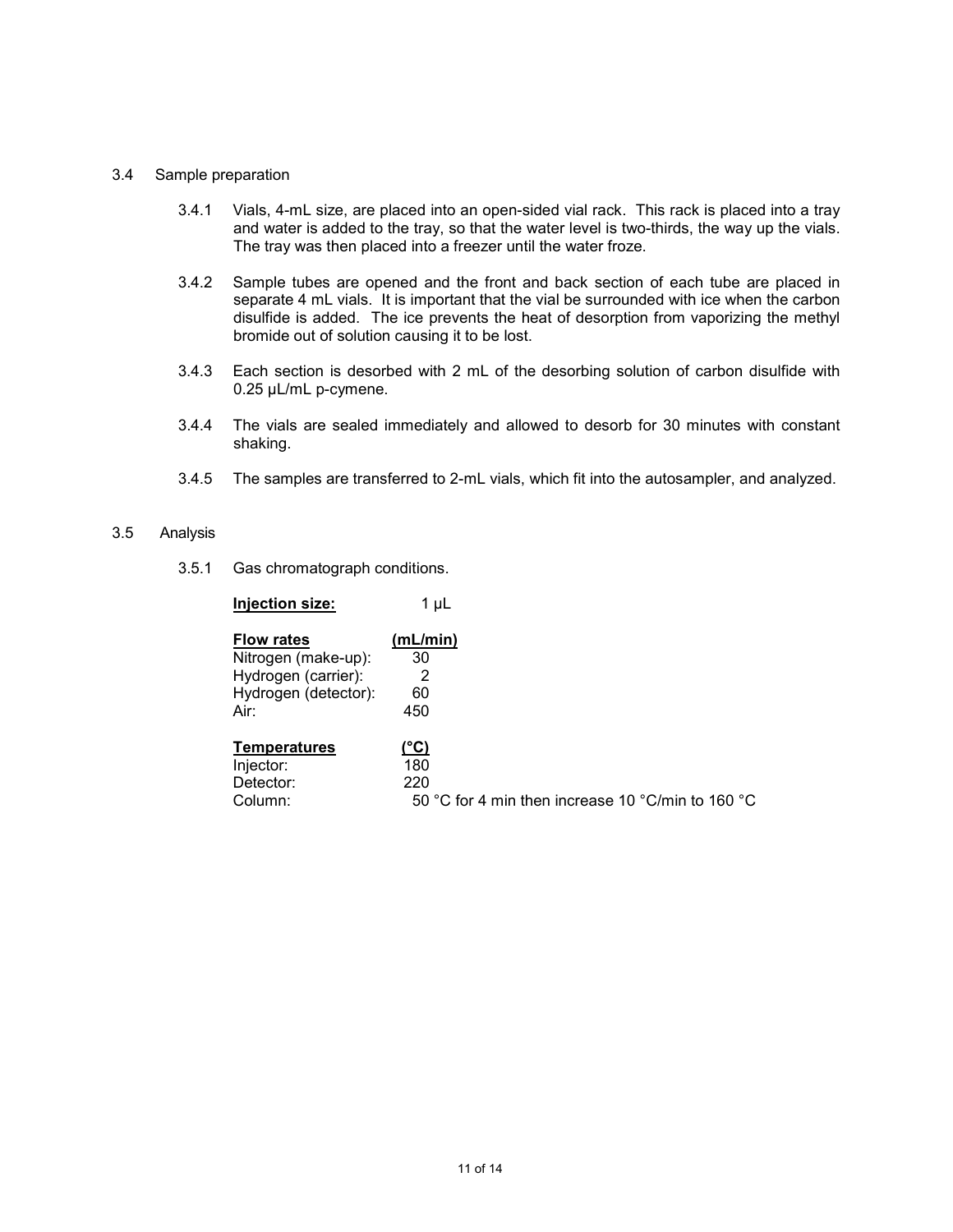### 3.4 Sample preparation

3.4.1 Vials, 4-mL size, are placed into an open-sided vial rack. This rack is placed into a tray and water is added to the tray, so that the water level is two-thirds, the way up the vials. The tray was then placed into a freezer until the water froze.

3.4.2 Sample tubes are opened and the front and back section of each tube are placed in separate 4 mL vials. It is important that the vial be surrounded with ice when the carbon disulfide is added. The ice prevents the heat of desorption from vaporizing the methyl bromide out of solution causing it to be lost.

3.4.3 Each section is desorbed with 2 mL of the desorbing solution of carbon disulfide with 0.25 µL/mL p-cymene.

3.4.4 The vials are sealed immediately and allowed to desorb for 30 minutes with constant shaking.

3.4.5 The samples are transferred to 2-mL vials, which fit into the autosampler, and analyzed.

### 3.5 Analysis

3.5.1 Gas chromatograph conditions.

**Injection size:** 1 µL

| **Flow rates** | **(mL/min)** |
|---|---|
| Nitrogen (make-up): | 30 |
| Hydrogen (carrier): | 2 |
| Hydrogen (detector): | 60 |
| Air: | 450 |

| **Temperatures** | **(°C)** |
|---|---|
| Injector: | 180 |
| Detector: | 220 |
| Column: | 50 °C for 4 min then increase 10 °C/min to 160 °C |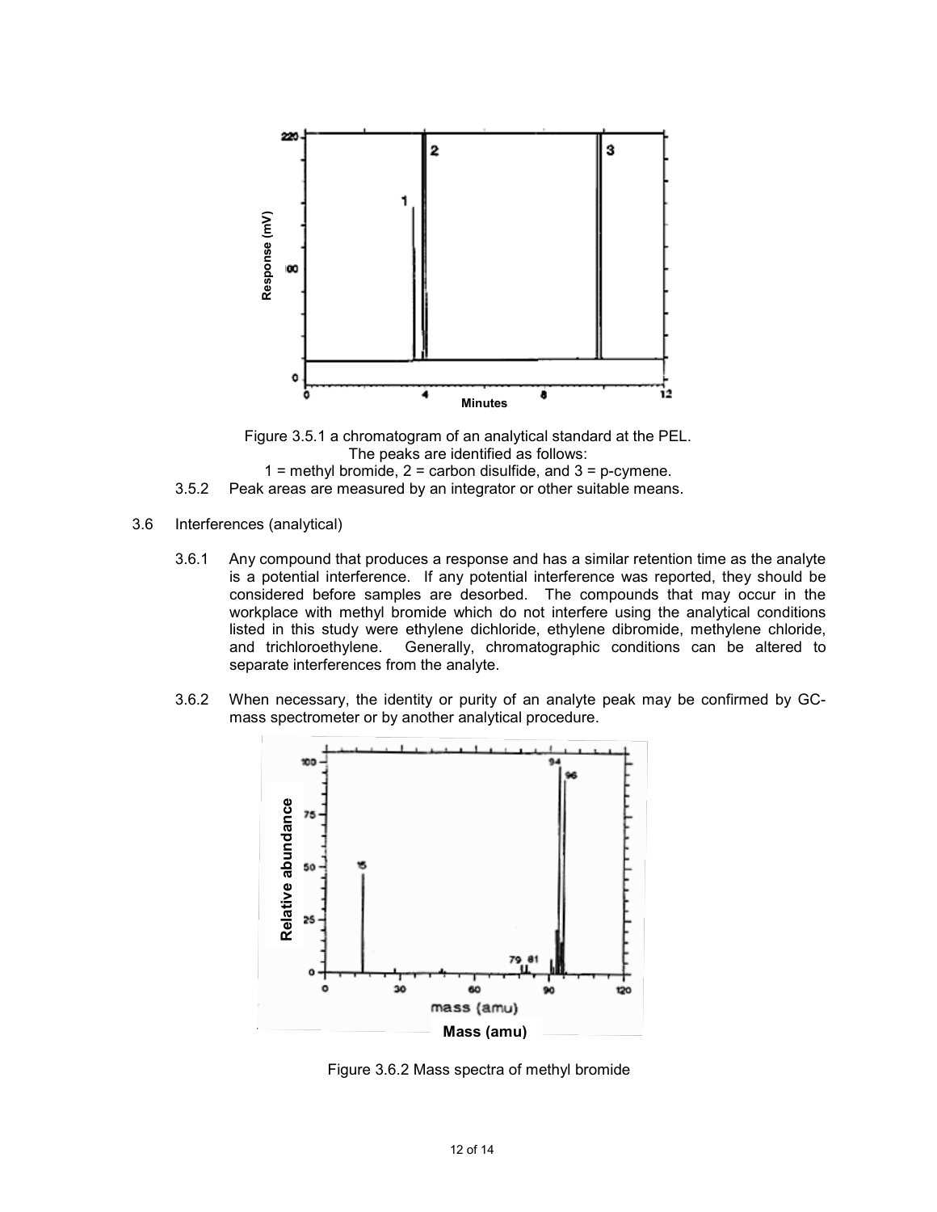Figure 3.5.1 a chromatogram of an analytical standard at the PEL. The peaks are identified as follows:
1 = methyl bromide, 2 = carbon disulfide, and 3 = p-cymene.

3.5.2 Peak areas are measured by an integrator or other suitable means.

3.6 Interferences (analytical)

3.6.1 Any compound that produces a response and has a similar retention time as the analyte is a potential interference. If any potential interference was reported, they should be considered before samples are desorbed. The compounds that may occur in the workplace with methyl bromide which do not interfere using the analytical conditions listed in this study were ethylene dichloride, ethylene dibromide, methylene chloride, and trichloroethylene. Generally, chromatographic conditions can be altered to separate interferences from the analyte.

3.6.2 When necessary, the identity or purity of an analyte peak may be confirmed by GC-mass spectrometer or by another analytical procedure.

Figure 3.6.2 Mass spectra of methyl bromide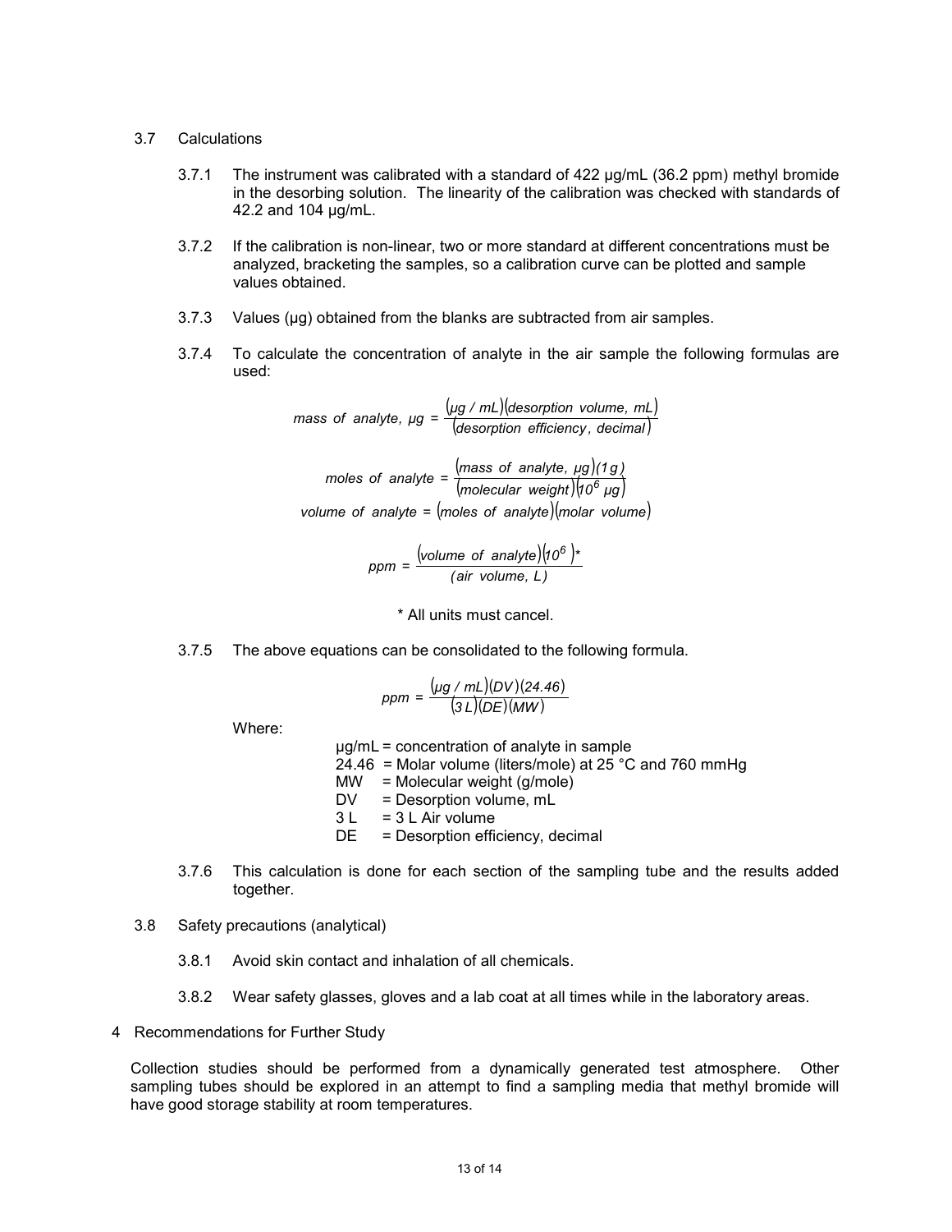## 3.7 Calculations

3.7.1 The instrument was calibrated with a standard of 422 µg/mL (36.2 ppm) methyl bromide in the desorbing solution. The linearity of the calibration was checked with standards of 42.2 and 104 µg/mL.

3.7.2 If the calibration is non-linear, two or more standard at different concentrations must be analyzed, bracketing the samples, so a calibration curve can be plotted and sample values obtained.

3.7.3 Values (µg) obtained from the blanks are subtracted from air samples.

3.7.4 To calculate the concentration of analyte in the air sample the following formulas are used:

$$\text{mass of analyte, } \mu g = \frac{(\mu g / mL)(\text{desorption volume, } mL)}{(\text{desorption efficiency, decimal})}$$

$$\text{moles of analyte} = \frac{(\text{mass of analyte, } \mu g)(1\,g)}{(\text{molecular weight})(10^6\ \mu g)}$$

$$\text{volume of analyte} = (\text{moles of analyte})(\text{molar volume})$$

$$ppm = \frac{(\text{volume of analyte})(10^6)^*}{(\text{air volume, } L)}$$

\* All units must cancel.

3.7.5 The above equations can be consolidated to the following formula.

$$ppm = \frac{(\mu g / mL)(DV)(24.46)}{(3\,L)(DE)(MW)}$$

Where:

µg/mL = concentration of analyte in sample
24.46 = Molar volume (liters/mole) at 25 °C and 760 mmHg
MW = Molecular weight (g/mole)
DV = Desorption volume, mL
3 L = 3 L Air volume
DE = Desorption efficiency, decimal

3.7.6 This calculation is done for each section of the sampling tube and the results added together.

## 3.8 Safety precautions (analytical)

3.8.1 Avoid skin contact and inhalation of all chemicals.

3.8.2 Wear safety glasses, gloves and a lab coat at all times while in the laboratory areas.

# 4 Recommendations for Further Study

Collection studies should be performed from a dynamically generated test atmosphere. Other sampling tubes should be explored in an attempt to find a sampling media that methyl bromide will have good storage stability at room temperatures.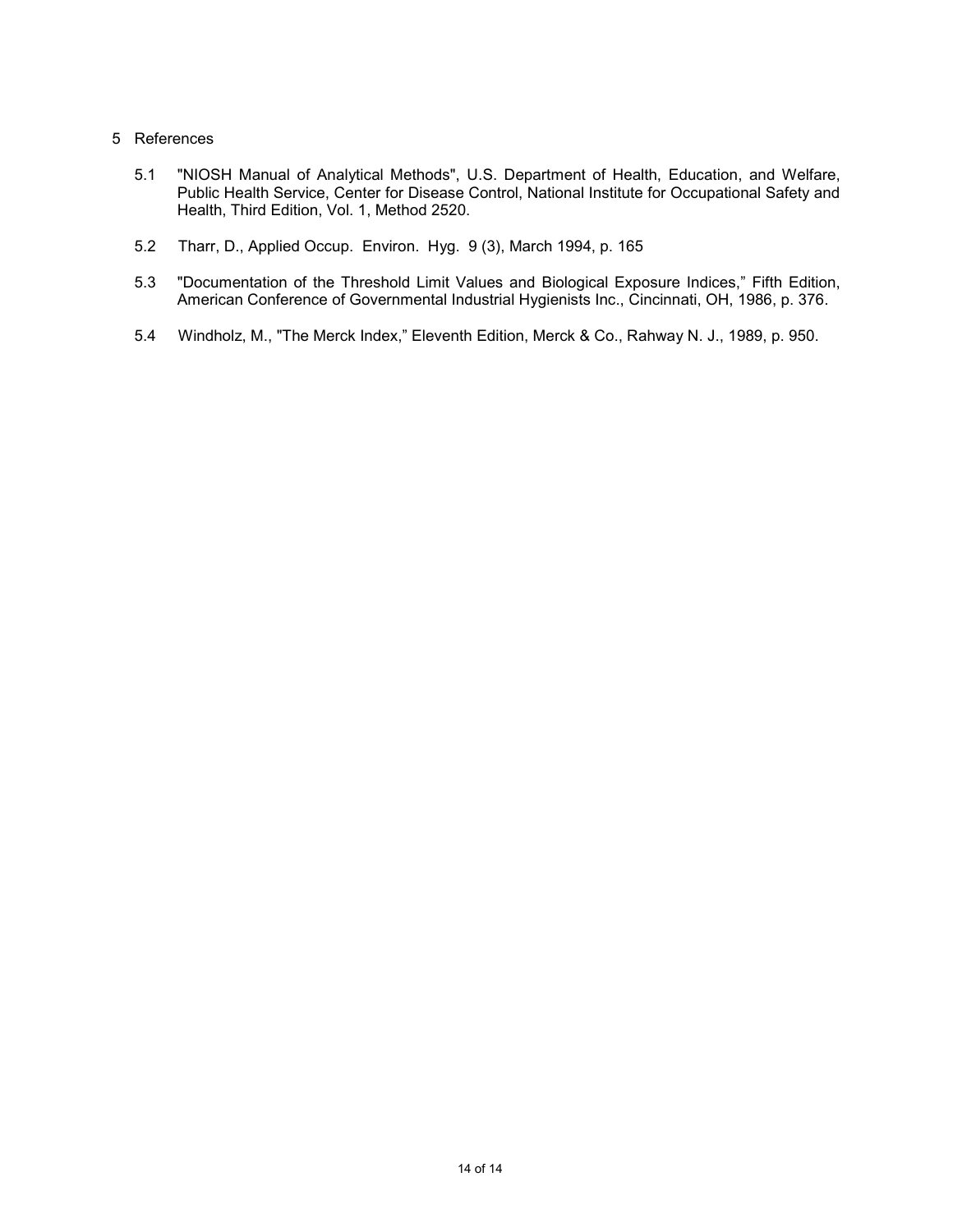## 5 References

5.1 "NIOSH Manual of Analytical Methods", U.S. Department of Health, Education, and Welfare, Public Health Service, Center for Disease Control, National Institute for Occupational Safety and Health, Third Edition, Vol. 1, Method 2520.

5.2 Tharr, D., Applied Occup. Environ. Hyg. 9 (3), March 1994, p. 165

5.3 "Documentation of the Threshold Limit Values and Biological Exposure Indices," Fifth Edition, American Conference of Governmental Industrial Hygienists Inc., Cincinnati, OH, 1986, p. 376.

5.4 Windholz, M., "The Merck Index," Eleventh Edition, Merck & Co., Rahway N. J., 1989, p. 950.